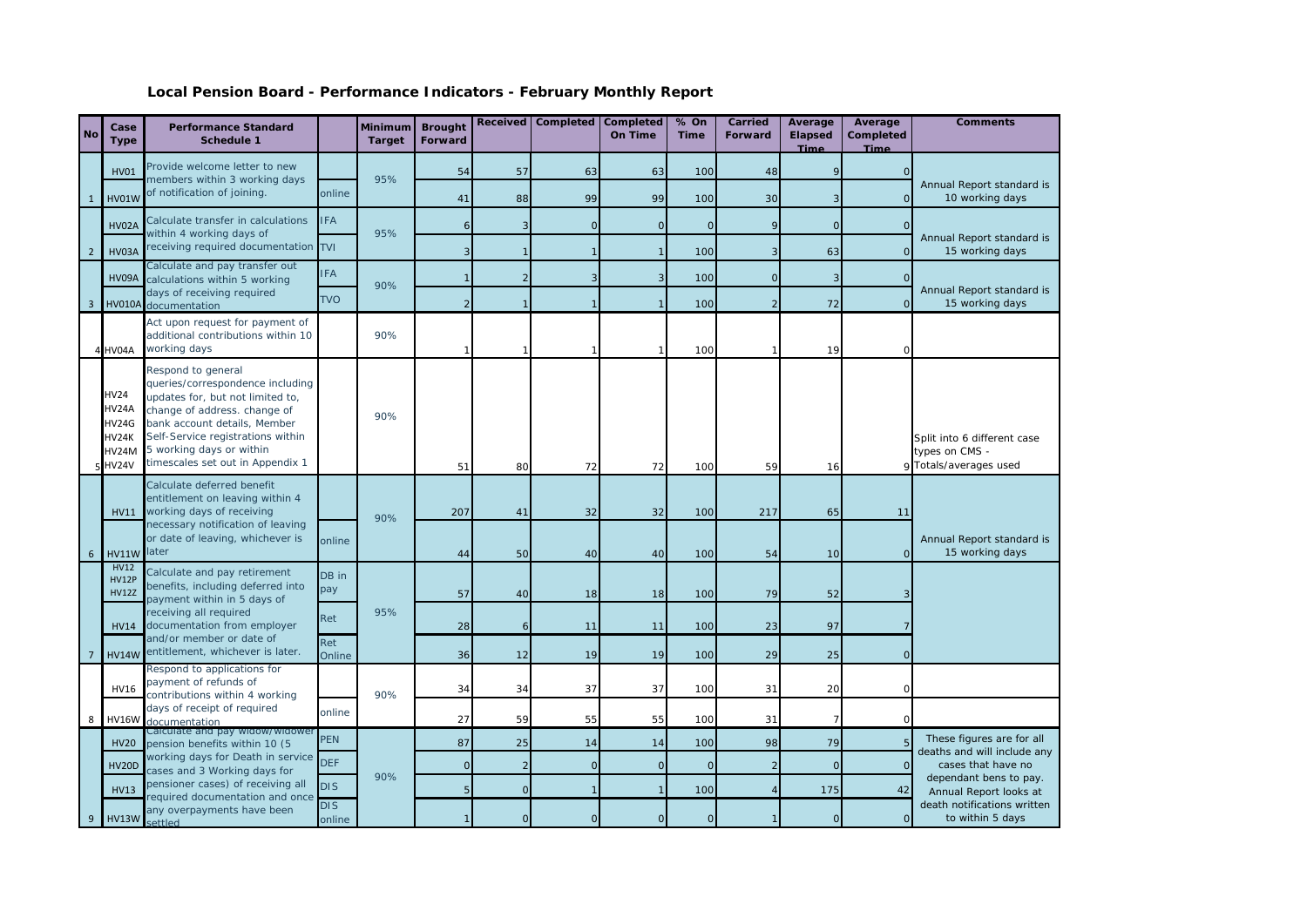## Local Pension Board - Performance Indicators - February Monthly Report

| No | Case Type | Performance Standard Schedule 1 | | Minimum Target | Brought Forward | Received | Completed | Completed On Time | % On Time | Carried Forward | Average Elapsed Time | Average Completed Time | Comments |
|---|---|---|---|---|---|---|---|---|---|---|---|---|---|
| 1 | HV01 | Provide welcome letter to new members within 3 working days of notification of joining. | | 95% | 54 | 57 | 63 | 63 | 100 | 48 | 9 | 0 | Annual Report standard is 10 working days |
| | HV01W | | online | | 41 | 88 | 99 | 99 | 100 | 30 | 3 | 0 | |
| 2 | HV02A | Calculate transfer in calculations within 4 working days of receiving required documentation | IFA | 95% | 6 | 3 | 0 | 0 | 0 | 9 | 0 | 0 | Annual Report standard is 15 working days |
| | HV03A | | TVI | | 3 | 1 | 1 | 1 | 100 | 3 | 63 | 0 | |
| 3 | HV09A | Calculate and pay transfer out calculations within 5 working days of receiving required documentation | IFA | 90% | 1 | 2 | 3 | 3 | 100 | 0 | 3 | 0 | Annual Report standard is 15 working days |
| | HV010A | | TVO | | 2 | 1 | 1 | 1 | 100 | 2 | 72 | 0 | |
| 4 | HV04A | Act upon request for payment of additional contributions within 10 working days | | 90% | 1 | 1 | 1 | 1 | 100 | 1 | 19 | 0 | |
| 5 | HV24 HV24A HV24G HV24K HV24M HV24V | Respond to general queries/correspondence including updates for, but not limited to, change of address. change of bank account details, Member Self-Service registrations within 5 working days or within timescales set out in Appendix 1 | | 90% | 51 | 80 | 72 | 72 | 100 | 59 | 16 | 9 | Split into 6 different case types on CMS - Totals/averages used |
| 6 | HV11 | Calculate deferred benefit entitlement on leaving within 4 working days of receiving necessary notification of leaving or date of leaving, whichever is later | | 90% | 207 | 41 | 32 | 32 | 100 | 217 | 65 | 11 | Annual Report standard is 15 working days |
| | HV11W | | online | | 44 | 50 | 40 | 40 | 100 | 54 | 10 | 0 | |
| 7 | HV12 HV12P HV12Z | Calculate and pay retirement benefits, including deferred into payment within in 5 days of receiving all required documentation from employer and/or member or date of entitlement, whichever is later. | DB in pay | 95% | 57 | 40 | 18 | 18 | 100 | 79 | 52 | 3 | |
| | HV14 | | Ret | | 28 | 6 | 11 | 11 | 100 | 23 | 97 | 7 | |
| | HV14W | | Ret Online | | 36 | 12 | 19 | 19 | 100 | 29 | 25 | 0 | |
| 8 | HV16 | Respond to applications for payment of refunds of contributions within 4 working days of receipt of required documentation | | 90% | 34 | 34 | 37 | 37 | 100 | 31 | 20 | 0 | |
| | HV16W | | online | | 27 | 59 | 55 | 55 | 100 | 31 | 7 | 0 | |
| 9 | HV20 | Calculate and pay widow/widower pension benefits within 10 (5 working days for Death in service cases and 3 Working days for pensioner cases) of receiving all required documentation and once any overpayments have been settled | PEN | 90% | 87 | 25 | 14 | 14 | 100 | 98 | 79 | 5 | These figures are for all deaths and will include any cases that have no dependant bens to pay. Annual Report looks at death notifications written to within 5 days |
| | HV20D | | DEF | | 0 | 2 | 0 | 0 | 0 | 2 | 0 | 0 | |
| | HV13 | | DIS | | 5 | 0 | 1 | 1 | 100 | 4 | 175 | 42 | |
| | HV13W | | DIS online | | 1 | 0 | 0 | 0 | 0 | 1 | 0 | 0 | |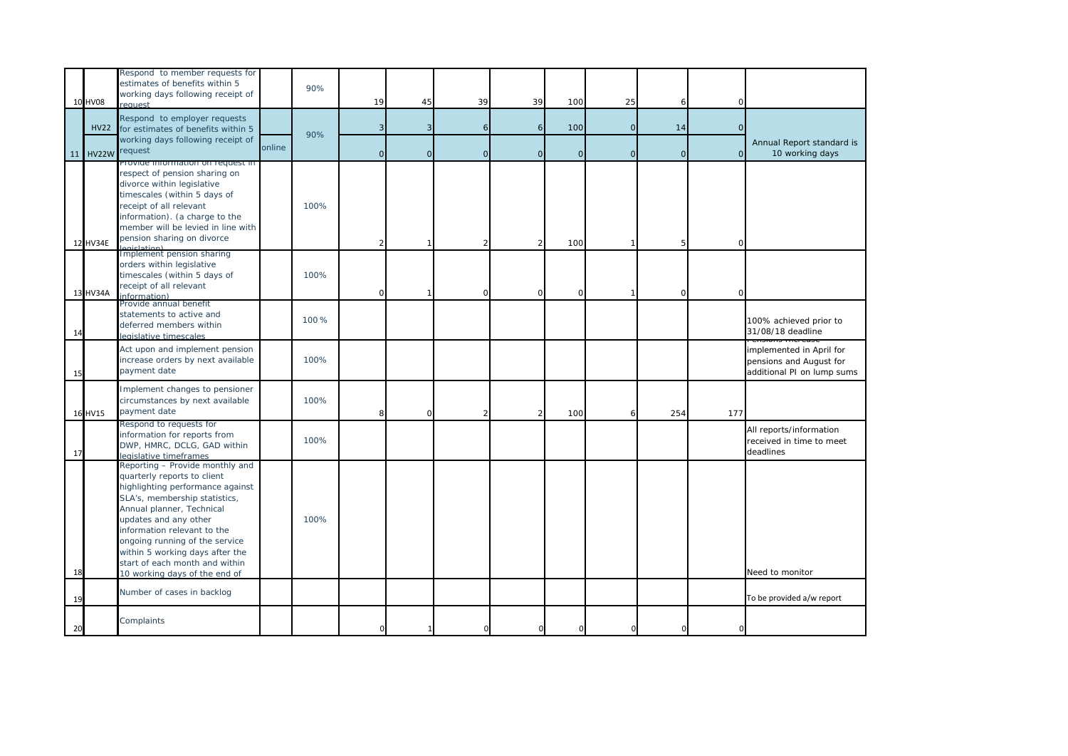| | | | | | | | | | | | | | |
|---|---|---|---|---|---|---|---|---|---|---|---|---|---|
| 10 | HV08 | Respond to member requests for estimates of benefits within 5 working days following receipt of request | | 90% | 19 | 45 | 39 | 39 | 100 | 25 | 6 | 0 | |
| 11 | HV22 | Respond to employer requests for estimates of benefits within 5 working days following receipt of request | | 90% | 3 | 3 | 6 | 6 | 100 | 0 | 14 | 0 | Annual Report standard is 10 working days |
| | HV22W | | online | | 0 | 0 | 0 | 0 | 0 | 0 | 0 | 0 | |
| 12 | HV34E | Provide information on request in respect of pension sharing on divorce within legislative timescales (within 5 days of receipt of all relevant information). (a charge to the member will be levied in line with pension sharing on divorce legislation) | | 100% | 2 | 1 | 2 | 2 | 100 | 1 | 5 | 0 | |
| 13 | HV34A | Implement pension sharing orders within legislative timescales (within 5 days of receipt of all relevant information) | | 100% | 0 | 1 | 0 | 0 | 0 | 1 | 0 | 0 | |
| 14 | | Provide annual benefit statements to active and deferred members within legislative timescales | | 100 % | | | | | | | | | 100% achieved prior to 31/08/18 deadline |
| 15 | | Act upon and implement pension increase orders by next available payment date | | 100% | | | | | | | | | Pensions Increase implemented in April for pensions and August for additional PI on lump sums |
| 16 | HV15 | Implement changes to pensioner circumstances by next available payment date | | 100% | 8 | 0 | 2 | 2 | 100 | 6 | 254 | 177 | |
| 17 | | Respond to requests for information for reports from DWP, HMRC, DCLG, GAD within legislative timeframes | | 100% | | | | | | | | | All reports/information received in time to meet deadlines |
| 18 | | Reporting – Provide monthly and quarterly reports to client highlighting performance against SLA's, membership statistics, Annual planner, Technical updates and any other information relevant to the ongoing running of the service within 5 working days after the start of each month and within 10 working days of the end of | | 100% | | | | | | | | | Need to monitor |
| 19 | | Number of cases in backlog | | | | | | | | | | | To be provided a/w report |
| 20 | | Complaints | | | 0 | 1 | 0 | 0 | 0 | 0 | 0 | 0 | |